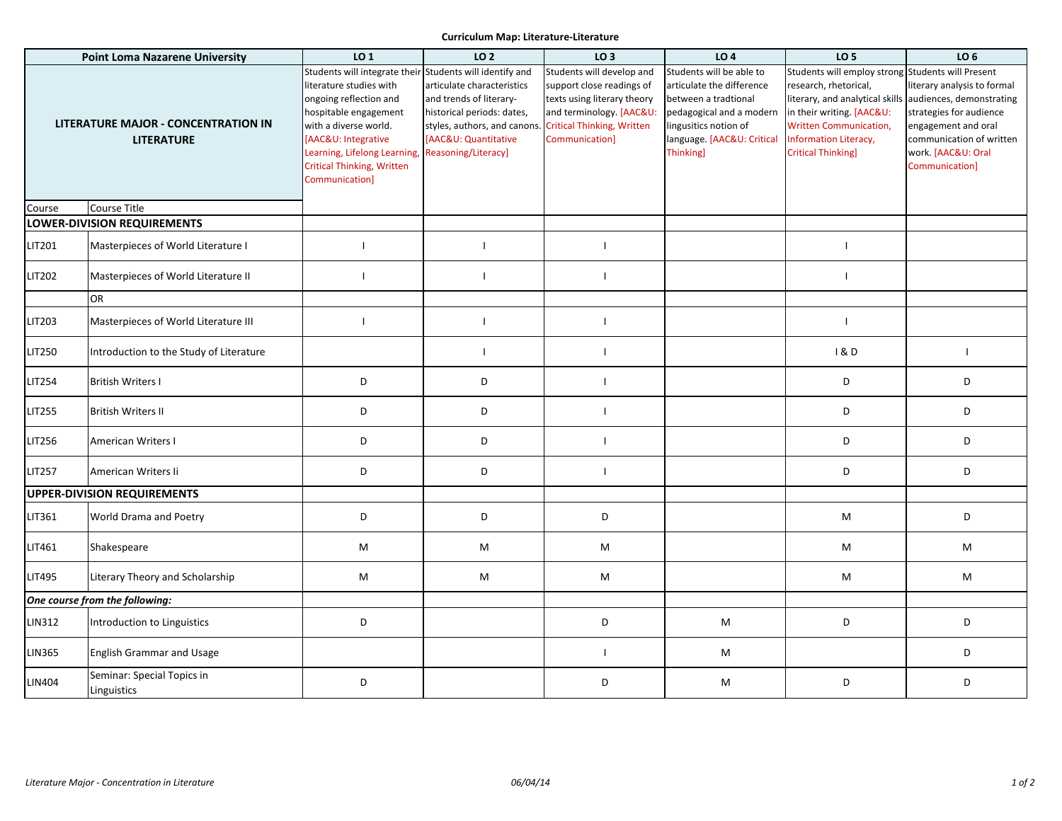**Curriculum Map: Literature-Literature**

| Point Loma Nazarene University | | LO 1 | LO 2 | LO 3 | LO 4 | LO 5 | LO 6 |
|---|---|---|---|---|---|---|---|
| LITERATURE MAJOR - CONCENTRATION IN LITERATURE | | Students will integrate their literature studies with ongoing reflection and hospitable engagement with a diverse world. [AAC&U: Integrative Learning, Lifelong Learning, Critical Thinking, Written Communication] | Students will identify and articulate characteristics and trends of literary-historical periods: dates, styles, authors, and canons. [AAC&U: Quantitative Reasoning/Literacy] | Students will develop and support close readings of texts using literary theory and terminology. [AAC&U: Critical Thinking, Written Communication] | Students will be able to articulate the difference between a tradtional pedagogical and a modern lingusitics notion of language. [AAC&U: Critical Thinking] | Students will employ strong research, rhetorical, literary, and analytical skills in their writing. [AAC&U: Written Communication, Information Literacy, Critical Thinking] | Students will Present literary analysis to formal audiences, demonstrating strategies for audience engagement and oral communication of written work. [AAC&U: Oral Communication] |
| Course | Course Title | | | | | | |
| **LOWER-DIVISION REQUIREMENTS** | | | | | | | |
| LIT201 | Masterpieces of World Literature I | I | I | I | | I | |
| LIT202 | Masterpieces of World Literature II | I | I | I | | I | |
| | OR | | | | | | |
| LIT203 | Masterpieces of World Literature III | I | I | I | | I | |
| LIT250 | Introduction to the Study of Literature | | I | I | | I & D | I |
| LIT254 | British Writers I | D | D | I | | D | D |
| LIT255 | British Writers II | D | D | I | | D | D |
| LIT256 | American Writers I | D | D | I | | D | D |
| LIT257 | American Writers Ii | D | D | I | | D | D |
| **UPPER-DIVISION REQUIREMENTS** | | | | | | | |
| LIT361 | World Drama and Poetry | D | D | D | | M | D |
| LIT461 | Shakespeare | M | M | M | | M | M |
| LIT495 | Literary Theory and Scholarship | M | M | M | | M | M |
| ***One course from the following:*** | | | | | | | |
| LIN312 | Introduction to Linguistics | D | | D | M | D | D |
| LIN365 | English Grammar and Usage | | | I | M | | D |
| LIN404 | Seminar: Special Topics in Linguistics | D | | D | M | D | D |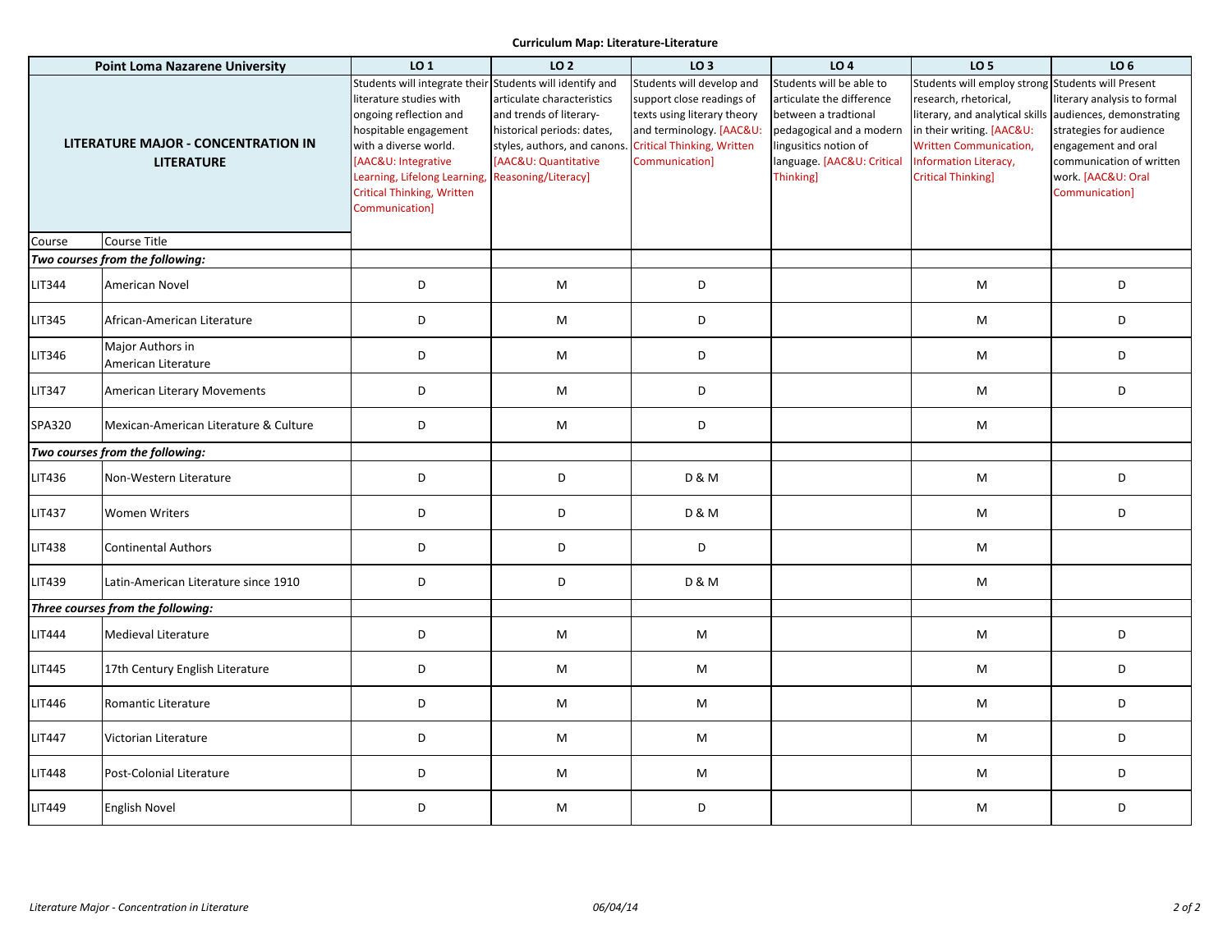**Curriculum Map: Literature-Literature**

| Point Loma Nazarene University | | LO 1 | LO 2 | LO 3 | LO 4 | LO 5 | LO 6 |
|---|---|---|---|---|---|---|---|
| LITERATURE MAJOR - CONCENTRATION IN LITERATURE | | Students will integrate their literature studies with ongoing reflection and hospitable engagement with a diverse world. [AAC&U: Integrative Learning, Lifelong Learning, Critical Thinking, Written Communication] | Students will identify and articulate characteristics and trends of literary-historical periods: dates, styles, authors, and canons. [AAC&U: Quantitative Reasoning/Literacy] | Students will develop and support close readings of texts using literary theory and terminology. [AAC&U: Critical Thinking, Written Communication] | Students will be able to articulate the difference between a tradtional pedagogical and a modern lingusitics notion of language. [AAC&U: Critical Thinking] | Students will employ strong research, rhetorical, literary, and analytical skills in their writing. [AAC&U: Written Communication, Information Literacy, Critical Thinking] | Students will Present literary analysis to formal audiences, demonstrating strategies for audience engagement and oral communication of written work. [AAC&U: Oral Communication] |
| Course | Course Title | | | | | | |
| ***Two courses from the following:*** | | | | | | | |
| LIT344 | American Novel | D | M | D | | M | D |
| LIT345 | African-American Literature | D | M | D | | M | D |
| LIT346 | Major Authors in American Literature | D | M | D | | M | D |
| LIT347 | American Literary Movements | D | M | D | | M | D |
| SPA320 | Mexican-American Literature & Culture | D | M | D | | M | |
| ***Two courses from the following:*** | | | | | | | |
| LIT436 | Non-Western Literature | D | D | D & M | | M | D |
| LIT437 | Women Writers | D | D | D & M | | M | D |
| LIT438 | Continental Authors | D | D | D | | M | |
| LIT439 | Latin-American Literature since 1910 | D | D | D & M | | M | |
| ***Three courses from the following:*** | | | | | | | |
| LIT444 | Medieval Literature | D | M | M | | M | D |
| LIT445 | 17th Century English Literature | D | M | M | | M | D |
| LIT446 | Romantic Literature | D | M | M | | M | D |
| LIT447 | Victorian Literature | D | M | M | | M | D |
| LIT448 | Post-Colonial Literature | D | M | M | | M | D |
| LIT449 | English Novel | D | M | D | | M | D |